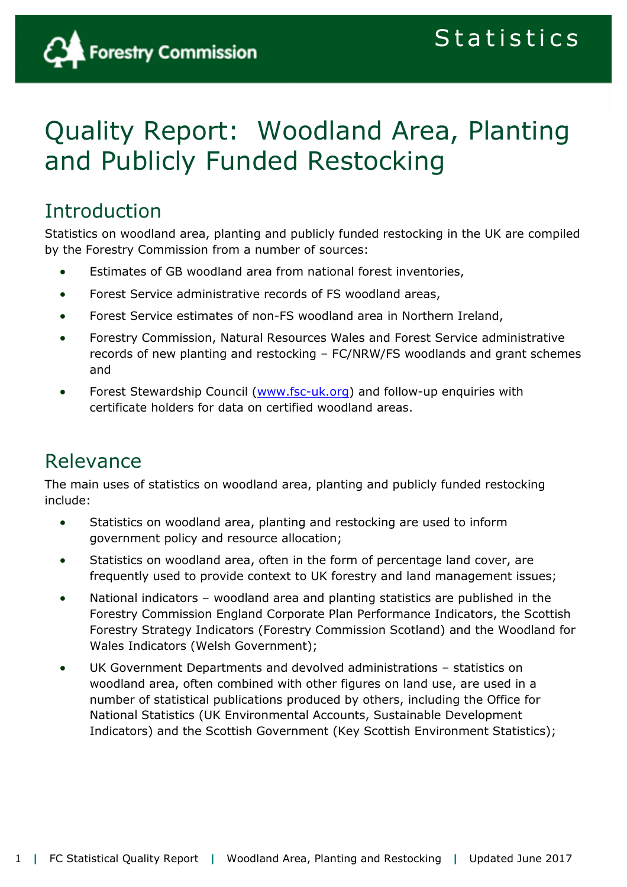# Quality Report: Woodland Area, Planting and Publicly Funded Restocking

## Introduction

Statistics on woodland area, planting and publicly funded restocking in the UK are compiled by the Forestry Commission from a number of sources:

- Estimates of GB woodland area from national forest inventories,
- Forest Service administrative records of FS woodland areas,
- Forest Service estimates of non-FS woodland area in Northern Ireland,
- Forestry Commission, Natural Resources Wales and Forest Service administrative records of new planting and restocking – FC/NRW/FS woodlands and grant schemes and
- Forest Stewardship Council (www.fsc-uk.org) and follow-up enquiries with certificate holders for data on certified woodland areas.

## Relevance

The main uses of statistics on woodland area, planting and publicly funded restocking include:

- Statistics on woodland area, planting and restocking are used to inform government policy and resource allocation;
- Statistics on woodland area, often in the form of percentage land cover, are frequently used to provide context to UK forestry and land management issues;
- National indicators – woodland area and planting statistics are published in the Forestry Commission England Corporate Plan Performance Indicators, the Scottish Forestry Strategy Indicators (Forestry Commission Scotland) and the Woodland for Wales Indicators (Welsh Government);
- UK Government Departments and devolved administrations – statistics on woodland area, often combined with other figures on land use, are used in a number of statistical publications produced by others, including the Office for National Statistics (UK Environmental Accounts, Sustainable Development Indicators) and the Scottish Government (Key Scottish Environment Statistics);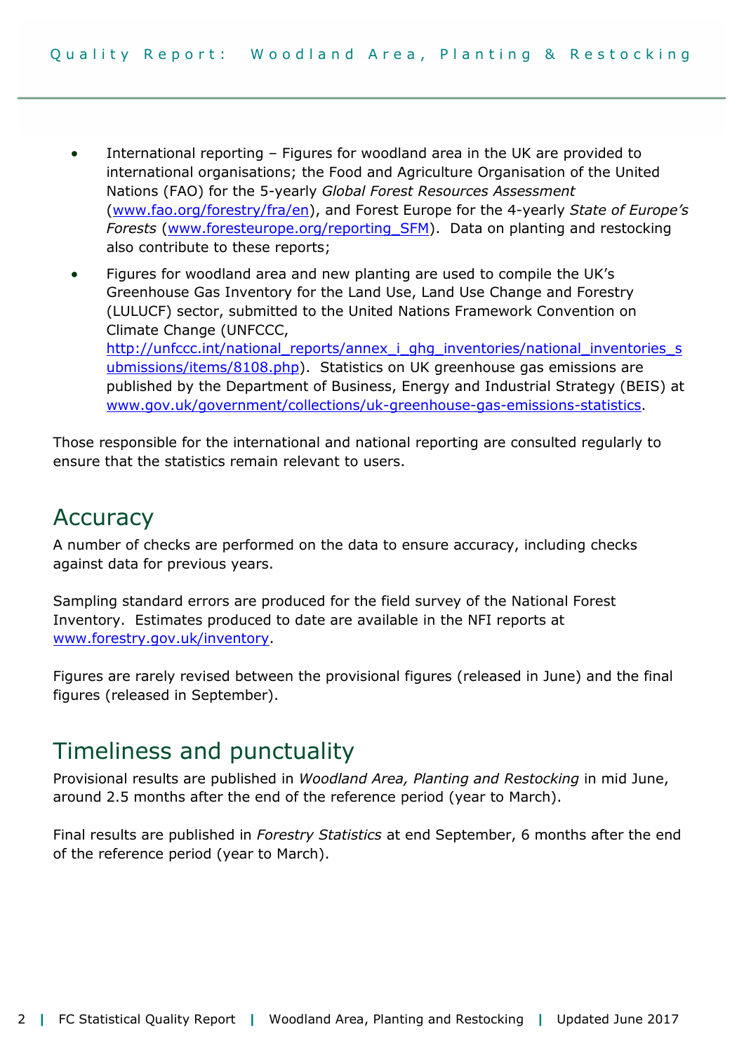- International reporting – Figures for woodland area in the UK are provided to international organisations; the Food and Agriculture Organisation of the United Nations (FAO) for the 5-yearly *Global Forest Resources Assessment* (www.fao.org/forestry/fra/en), and Forest Europe for the 4-yearly *State of Europe's Forests* (www.foresteurope.org/reporting_SFM). Data on planting and restocking also contribute to these reports;
- Figures for woodland area and new planting are used to compile the UK's Greenhouse Gas Inventory for the Land Use, Land Use Change and Forestry (LULUCF) sector, submitted to the United Nations Framework Convention on Climate Change (UNFCCC, http://unfccc.int/national_reports/annex_i_ghg_inventories/national_inventories_submissions/items/8108.php). Statistics on UK greenhouse gas emissions are published by the Department of Business, Energy and Industrial Strategy (BEIS) at www.gov.uk/government/collections/uk-greenhouse-gas-emissions-statistics.

Those responsible for the international and national reporting are consulted regularly to ensure that the statistics remain relevant to users.

## Accuracy

A number of checks are performed on the data to ensure accuracy, including checks against data for previous years.

Sampling standard errors are produced for the field survey of the National Forest Inventory. Estimates produced to date are available in the NFI reports at www.forestry.gov.uk/inventory.

Figures are rarely revised between the provisional figures (released in June) and the final figures (released in September).

## Timeliness and punctuality

Provisional results are published in *Woodland Area, Planting and Restocking* in mid June, around 2.5 months after the end of the reference period (year to March).

Final results are published in *Forestry Statistics* at end September, 6 months after the end of the reference period (year to March).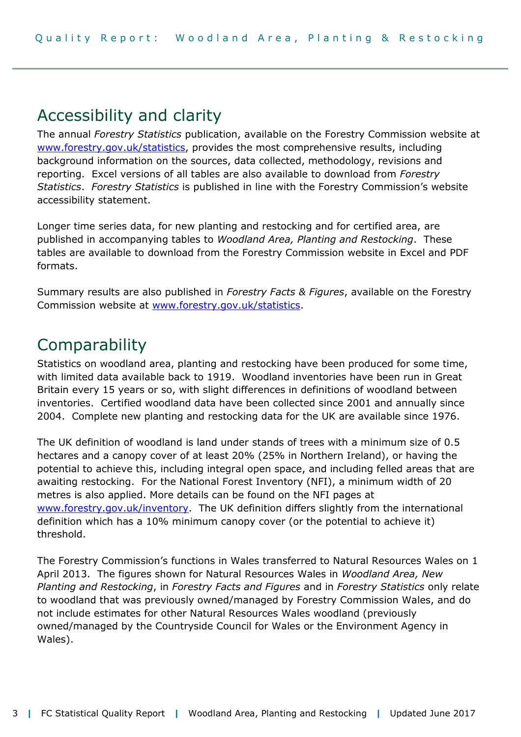## Accessibility and clarity

The annual *Forestry Statistics* publication, available on the Forestry Commission website at www.forestry.gov.uk/statistics, provides the most comprehensive results, including background information on the sources, data collected, methodology, revisions and reporting. Excel versions of all tables are also available to download from *Forestry Statistics*. *Forestry Statistics* is published in line with the Forestry Commission's website accessibility statement.

Longer time series data, for new planting and restocking and for certified area, are published in accompanying tables to *Woodland Area, Planting and Restocking*. These tables are available to download from the Forestry Commission website in Excel and PDF formats.

Summary results are also published in *Forestry Facts & Figures*, available on the Forestry Commission website at www.forestry.gov.uk/statistics.

## Comparability

Statistics on woodland area, planting and restocking have been produced for some time, with limited data available back to 1919. Woodland inventories have been run in Great Britain every 15 years or so, with slight differences in definitions of woodland between inventories. Certified woodland data have been collected since 2001 and annually since 2004. Complete new planting and restocking data for the UK are available since 1976.

The UK definition of woodland is land under stands of trees with a minimum size of 0.5 hectares and a canopy cover of at least 20% (25% in Northern Ireland), or having the potential to achieve this, including integral open space, and including felled areas that are awaiting restocking. For the National Forest Inventory (NFI), a minimum width of 20 metres is also applied. More details can be found on the NFI pages at www.forestry.gov.uk/inventory. The UK definition differs slightly from the international definition which has a 10% minimum canopy cover (or the potential to achieve it) threshold.

The Forestry Commission's functions in Wales transferred to Natural Resources Wales on 1 April 2013. The figures shown for Natural Resources Wales in *Woodland Area, New Planting and Restocking*, in *Forestry Facts and Figures* and in *Forestry Statistics* only relate to woodland that was previously owned/managed by Forestry Commission Wales, and do not include estimates for other Natural Resources Wales woodland (previously owned/managed by the Countryside Council for Wales or the Environment Agency in Wales).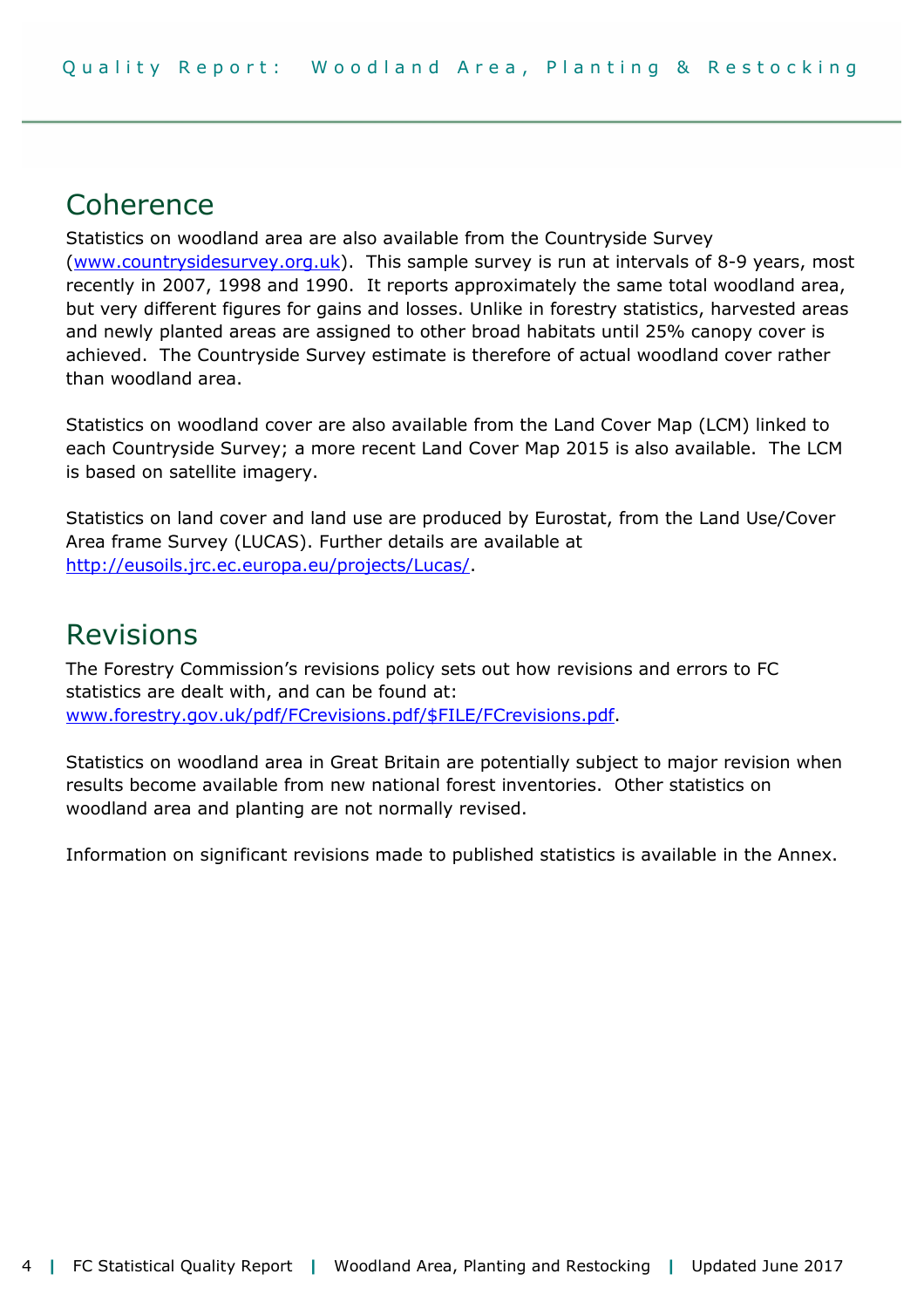## Coherence

Statistics on woodland area are also available from the Countryside Survey (www.countrysidesurvey.org.uk). This sample survey is run at intervals of 8-9 years, most recently in 2007, 1998 and 1990. It reports approximately the same total woodland area, but very different figures for gains and losses. Unlike in forestry statistics, harvested areas and newly planted areas are assigned to other broad habitats until 25% canopy cover is achieved. The Countryside Survey estimate is therefore of actual woodland cover rather than woodland area.

Statistics on woodland cover are also available from the Land Cover Map (LCM) linked to each Countryside Survey; a more recent Land Cover Map 2015 is also available. The LCM is based on satellite imagery.

Statistics on land cover and land use are produced by Eurostat, from the Land Use/Cover Area frame Survey (LUCAS). Further details are available at http://eusoils.jrc.ec.europa.eu/projects/Lucas/.

## Revisions

The Forestry Commission's revisions policy sets out how revisions and errors to FC statistics are dealt with, and can be found at: www.forestry.gov.uk/pdf/FCrevisions.pdf/$FILE/FCrevisions.pdf.

Statistics on woodland area in Great Britain are potentially subject to major revision when results become available from new national forest inventories. Other statistics on woodland area and planting are not normally revised.

Information on significant revisions made to published statistics is available in the Annex.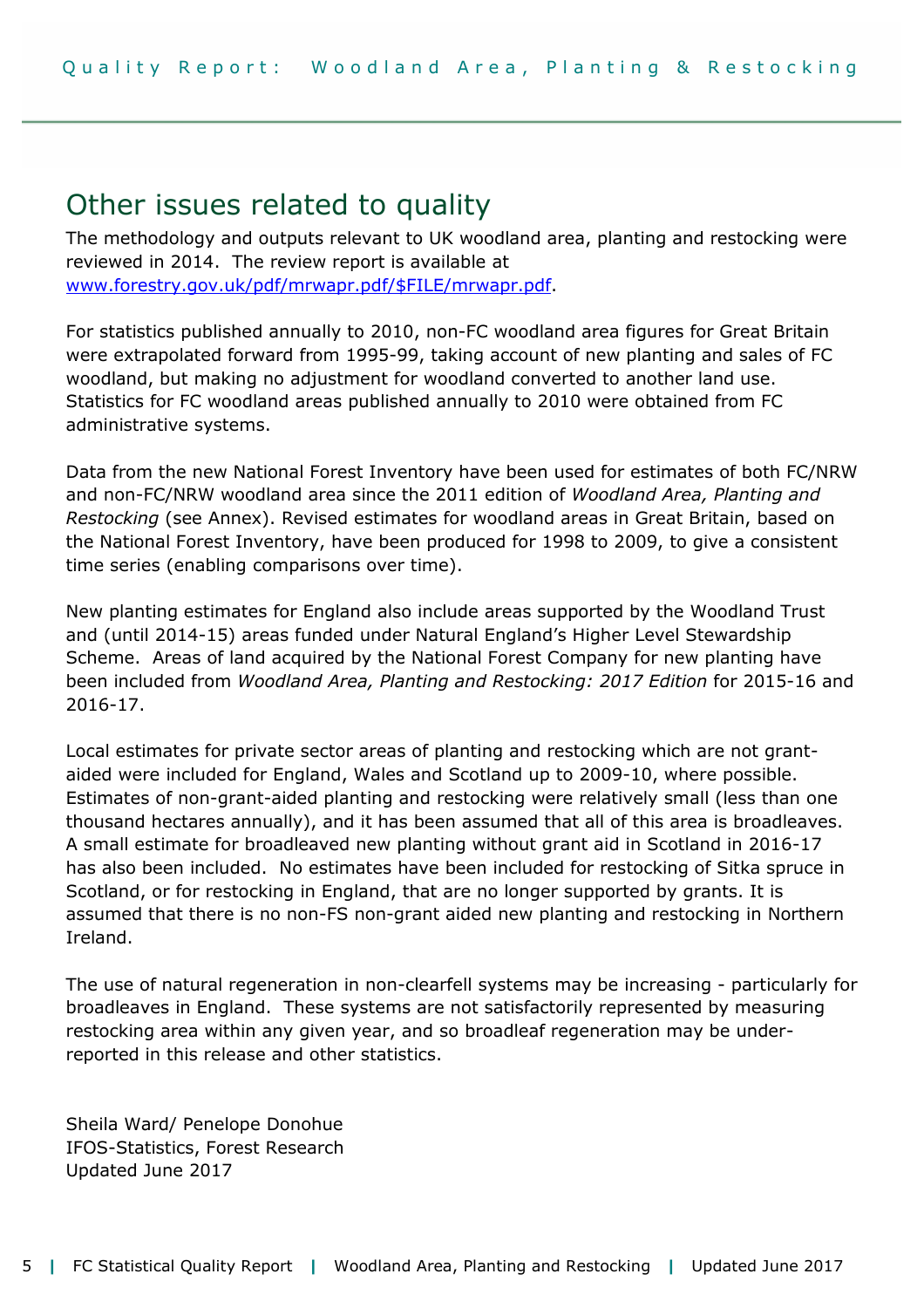## Other issues related to quality

The methodology and outputs relevant to UK woodland area, planting and restocking were reviewed in 2014. The review report is available at [www.forestry.gov.uk/pdf/mrwapr.pdf/$FILE/mrwapr.pdf](www.forestry.gov.uk/pdf/mrwapr.pdf/$FILE/mrwapr.pdf).

For statistics published annually to 2010, non-FC woodland area figures for Great Britain were extrapolated forward from 1995-99, taking account of new planting and sales of FC woodland, but making no adjustment for woodland converted to another land use. Statistics for FC woodland areas published annually to 2010 were obtained from FC administrative systems.

Data from the new National Forest Inventory have been used for estimates of both FC/NRW and non-FC/NRW woodland area since the 2011 edition of *Woodland Area, Planting and Restocking* (see Annex). Revised estimates for woodland areas in Great Britain, based on the National Forest Inventory, have been produced for 1998 to 2009, to give a consistent time series (enabling comparisons over time).

New planting estimates for England also include areas supported by the Woodland Trust and (until 2014-15) areas funded under Natural England's Higher Level Stewardship Scheme. Areas of land acquired by the National Forest Company for new planting have been included from *Woodland Area, Planting and Restocking: 2017 Edition* for 2015-16 and 2016-17.

Local estimates for private sector areas of planting and restocking which are not grant-aided were included for England, Wales and Scotland up to 2009-10, where possible. Estimates of non-grant-aided planting and restocking were relatively small (less than one thousand hectares annually), and it has been assumed that all of this area is broadleaves. A small estimate for broadleaved new planting without grant aid in Scotland in 2016-17 has also been included. No estimates have been included for restocking of Sitka spruce in Scotland, or for restocking in England, that are no longer supported by grants. It is assumed that there is no non-FS non-grant aided new planting and restocking in Northern Ireland.

The use of natural regeneration in non-clearfell systems may be increasing - particularly for broadleaves in England. These systems are not satisfactorily represented by measuring restocking area within any given year, and so broadleaf regeneration may be under-reported in this release and other statistics.

Sheila Ward/ Penelope Donohue
IFOS-Statistics, Forest Research
Updated June 2017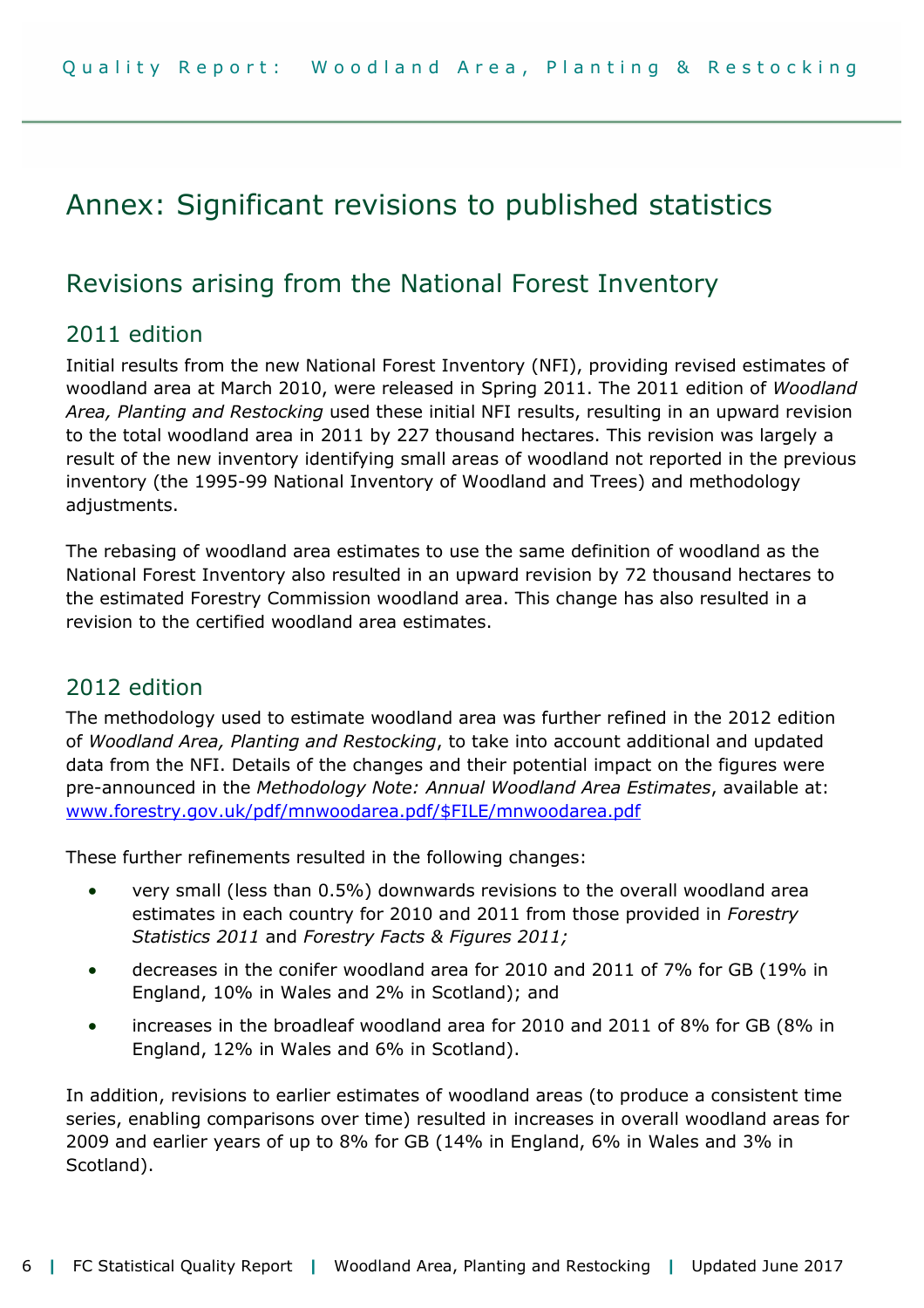# Annex: Significant revisions to published statistics

## Revisions arising from the National Forest Inventory

### 2011 edition

Initial results from the new National Forest Inventory (NFI), providing revised estimates of woodland area at March 2010, were released in Spring 2011. The 2011 edition of *Woodland Area, Planting and Restocking* used these initial NFI results, resulting in an upward revision to the total woodland area in 2011 by 227 thousand hectares. This revision was largely a result of the new inventory identifying small areas of woodland not reported in the previous inventory (the 1995-99 National Inventory of Woodland and Trees) and methodology adjustments.

The rebasing of woodland area estimates to use the same definition of woodland as the National Forest Inventory also resulted in an upward revision by 72 thousand hectares to the estimated Forestry Commission woodland area. This change has also resulted in a revision to the certified woodland area estimates.

### 2012 edition

The methodology used to estimate woodland area was further refined in the 2012 edition of *Woodland Area, Planting and Restocking*, to take into account additional and updated data from the NFI. Details of the changes and their potential impact on the figures were pre-announced in the *Methodology Note: Annual Woodland Area Estimates*, available at: www.forestry.gov.uk/pdf/mnwoodarea.pdf/$FILE/mnwoodarea.pdf

These further refinements resulted in the following changes:

- very small (less than 0.5%) downwards revisions to the overall woodland area estimates in each country for 2010 and 2011 from those provided in *Forestry Statistics 2011* and *Forestry Facts & Figures 2011;*
- decreases in the conifer woodland area for 2010 and 2011 of 7% for GB (19% in England, 10% in Wales and 2% in Scotland); and
- increases in the broadleaf woodland area for 2010 and 2011 of 8% for GB (8% in England, 12% in Wales and 6% in Scotland).

In addition, revisions to earlier estimates of woodland areas (to produce a consistent time series, enabling comparisons over time) resulted in increases in overall woodland areas for 2009 and earlier years of up to 8% for GB (14% in England, 6% in Wales and 3% in Scotland).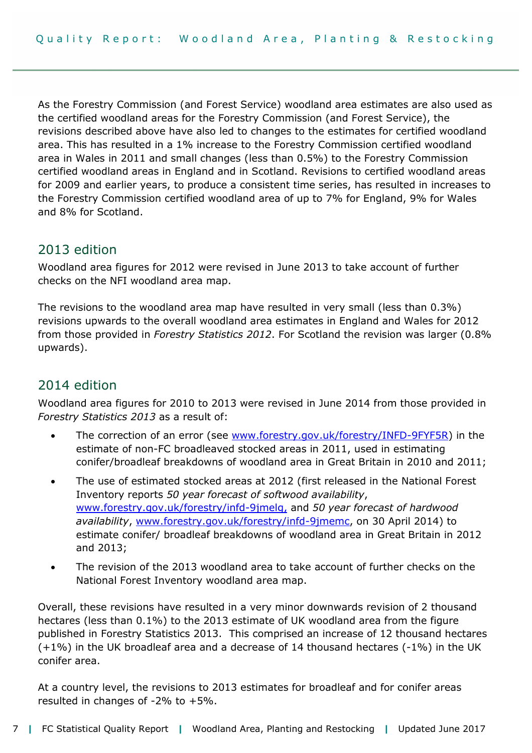As the Forestry Commission (and Forest Service) woodland area estimates are also used as the certified woodland areas for the Forestry Commission (and Forest Service), the revisions described above have also led to changes to the estimates for certified woodland area. This has resulted in a 1% increase to the Forestry Commission certified woodland area in Wales in 2011 and small changes (less than 0.5%) to the Forestry Commission certified woodland areas in England and in Scotland. Revisions to certified woodland areas for 2009 and earlier years, to produce a consistent time series, has resulted in increases to the Forestry Commission certified woodland area of up to 7% for England, 9% for Wales and 8% for Scotland.

## 2013 edition

Woodland area figures for 2012 were revised in June 2013 to take account of further checks on the NFI woodland area map.

The revisions to the woodland area map have resulted in very small (less than 0.3%) revisions upwards to the overall woodland area estimates in England and Wales for 2012 from those provided in *Forestry Statistics 2012*. For Scotland the revision was larger (0.8% upwards).

## 2014 edition

Woodland area figures for 2010 to 2013 were revised in June 2014 from those provided in *Forestry Statistics 2013* as a result of:

- The correction of an error (see www.forestry.gov.uk/forestry/INFD-9FYF5R) in the estimate of non-FC broadleaved stocked areas in 2011, used in estimating conifer/broadleaf breakdowns of woodland area in Great Britain in 2010 and 2011;
- The use of estimated stocked areas at 2012 (first released in the National Forest Inventory reports *50 year forecast of softwood availability*, www.forestry.gov.uk/forestry/infd-9jmelq, and *50 year forecast of hardwood availability*, www.forestry.gov.uk/forestry/infd-9jmemc, on 30 April 2014) to estimate conifer/ broadleaf breakdowns of woodland area in Great Britain in 2012 and 2013;
- The revision of the 2013 woodland area to take account of further checks on the National Forest Inventory woodland area map.

Overall, these revisions have resulted in a very minor downwards revision of 2 thousand hectares (less than 0.1%) to the 2013 estimate of UK woodland area from the figure published in Forestry Statistics 2013. This comprised an increase of 12 thousand hectares (+1%) in the UK broadleaf area and a decrease of 14 thousand hectares (-1%) in the UK conifer area.

At a country level, the revisions to 2013 estimates for broadleaf and for conifer areas resulted in changes of -2% to +5%.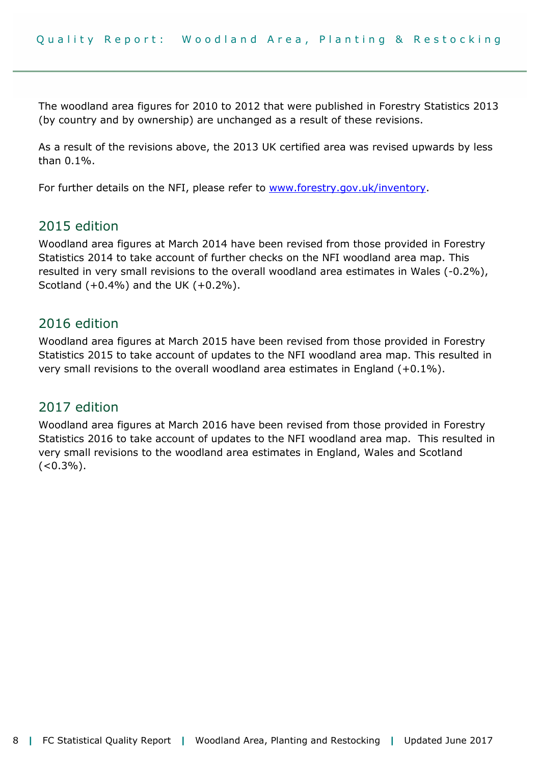The woodland area figures for 2010 to 2012 that were published in Forestry Statistics 2013 (by country and by ownership) are unchanged as a result of these revisions.

As a result of the revisions above, the 2013 UK certified area was revised upwards by less than 0.1%.

For further details on the NFI, please refer to [www.forestry.gov.uk/inventory](www.forestry.gov.uk/inventory).

## 2015 edition

Woodland area figures at March 2014 have been revised from those provided in Forestry Statistics 2014 to take account of further checks on the NFI woodland area map. This resulted in very small revisions to the overall woodland area estimates in Wales (-0.2%), Scotland (+0.4%) and the UK (+0.2%).

## 2016 edition

Woodland area figures at March 2015 have been revised from those provided in Forestry Statistics 2015 to take account of updates to the NFI woodland area map. This resulted in very small revisions to the overall woodland area estimates in England (+0.1%).

## 2017 edition

Woodland area figures at March 2016 have been revised from those provided in Forestry Statistics 2016 to take account of updates to the NFI woodland area map. This resulted in very small revisions to the woodland area estimates in England, Wales and Scotland (<0.3%).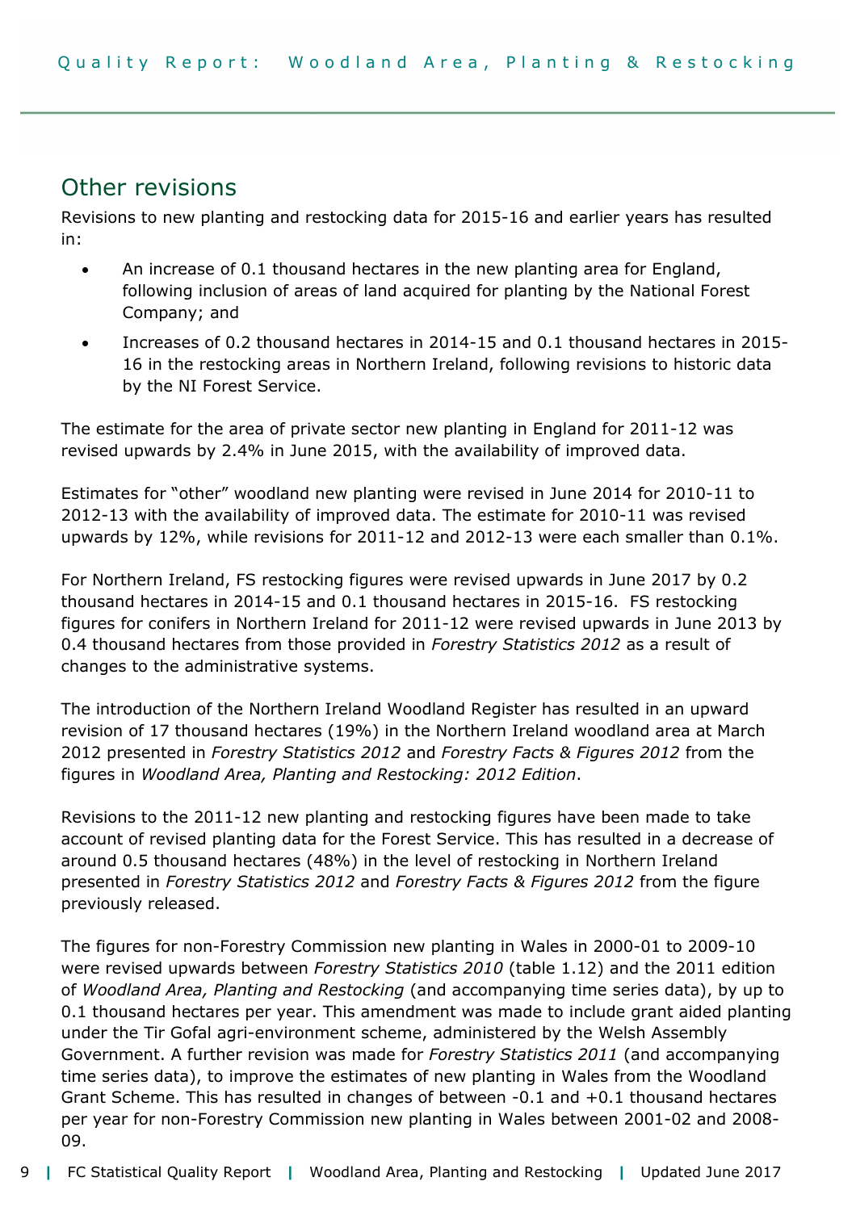## Other revisions

Revisions to new planting and restocking data for 2015-16 and earlier years has resulted in:

- An increase of 0.1 thousand hectares in the new planting area for England, following inclusion of areas of land acquired for planting by the National Forest Company; and
- Increases of 0.2 thousand hectares in 2014-15 and 0.1 thousand hectares in 2015-16 in the restocking areas in Northern Ireland, following revisions to historic data by the NI Forest Service.

The estimate for the area of private sector new planting in England for 2011-12 was revised upwards by 2.4% in June 2015, with the availability of improved data.

Estimates for "other" woodland new planting were revised in June 2014 for 2010-11 to 2012-13 with the availability of improved data. The estimate for 2010-11 was revised upwards by 12%, while revisions for 2011-12 and 2012-13 were each smaller than 0.1%.

For Northern Ireland, FS restocking figures were revised upwards in June 2017 by 0.2 thousand hectares in 2014-15 and 0.1 thousand hectares in 2015-16. FS restocking figures for conifers in Northern Ireland for 2011-12 were revised upwards in June 2013 by 0.4 thousand hectares from those provided in *Forestry Statistics 2012* as a result of changes to the administrative systems.

The introduction of the Northern Ireland Woodland Register has resulted in an upward revision of 17 thousand hectares (19%) in the Northern Ireland woodland area at March 2012 presented in *Forestry Statistics 2012* and *Forestry Facts & Figures 2012* from the figures in *Woodland Area, Planting and Restocking: 2012 Edition*.

Revisions to the 2011-12 new planting and restocking figures have been made to take account of revised planting data for the Forest Service. This has resulted in a decrease of around 0.5 thousand hectares (48%) in the level of restocking in Northern Ireland presented in *Forestry Statistics 2012* and *Forestry Facts & Figures 2012* from the figure previously released.

The figures for non-Forestry Commission new planting in Wales in 2000-01 to 2009-10 were revised upwards between *Forestry Statistics 2010* (table 1.12) and the 2011 edition of *Woodland Area, Planting and Restocking* (and accompanying time series data), by up to 0.1 thousand hectares per year. This amendment was made to include grant aided planting under the Tir Gofal agri-environment scheme, administered by the Welsh Assembly Government. A further revision was made for *Forestry Statistics 2011* (and accompanying time series data), to improve the estimates of new planting in Wales from the Woodland Grant Scheme. This has resulted in changes of between -0.1 and +0.1 thousand hectares per year for non-Forestry Commission new planting in Wales between 2001-02 and 2008-09.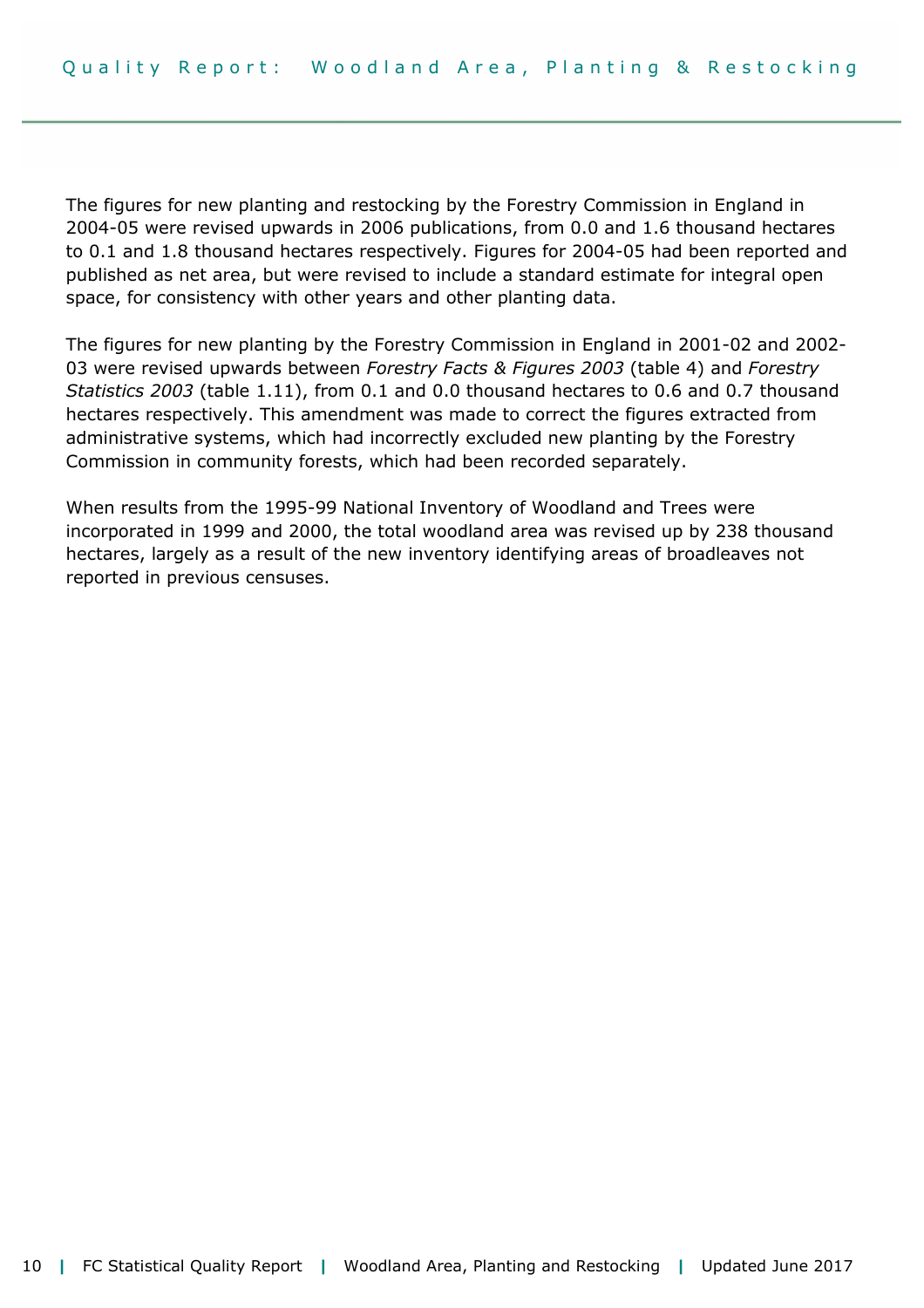The figures for new planting and restocking by the Forestry Commission in England in 2004-05 were revised upwards in 2006 publications, from 0.0 and 1.6 thousand hectares to 0.1 and 1.8 thousand hectares respectively. Figures for 2004-05 had been reported and published as net area, but were revised to include a standard estimate for integral open space, for consistency with other years and other planting data.

The figures for new planting by the Forestry Commission in England in 2001-02 and 2002-03 were revised upwards between *Forestry Facts & Figures 2003* (table 4) and *Forestry Statistics 2003* (table 1.11), from 0.1 and 0.0 thousand hectares to 0.6 and 0.7 thousand hectares respectively. This amendment was made to correct the figures extracted from administrative systems, which had incorrectly excluded new planting by the Forestry Commission in community forests, which had been recorded separately.

When results from the 1995-99 National Inventory of Woodland and Trees were incorporated in 1999 and 2000, the total woodland area was revised up by 238 thousand hectares, largely as a result of the new inventory identifying areas of broadleaves not reported in previous censuses.